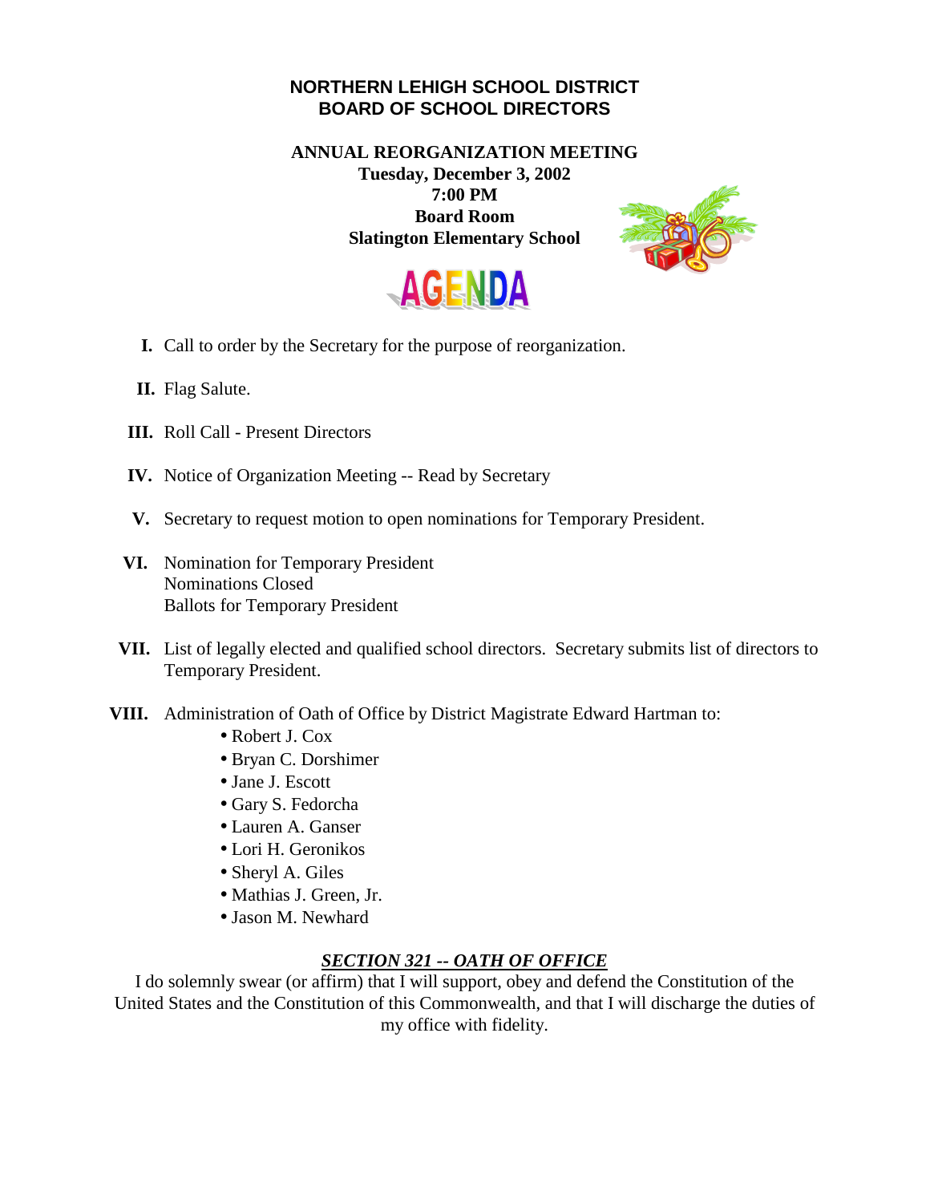# NORTHERN LEHIGH SCHOOL DISTRICT
# BOARD OF SCHOOL DIRECTORS

**ANNUAL REORGANIZATION MEETING**
**Tuesday, December 3, 2002**
**7:00 PM**
**Board Room**
**Slatington Elementary School**

## AGENDA

**I.** Call to order by the Secretary for the purpose of reorganization.

**II.** Flag Salute.

**III.** Roll Call - Present Directors

**IV.** Notice of Organization Meeting -- Read by Secretary

**V.** Secretary to request motion to open nominations for Temporary President.

**VI.** Nomination for Temporary President
Nominations Closed
Ballots for Temporary President

**VII.** List of legally elected and qualified school directors. Secretary submits list of directors to Temporary President.

**VIII.** Administration of Oath of Office by District Magistrate Edward Hartman to:

- Robert J. Cox
- Bryan C. Dorshimer
- Jane J. Escott
- Gary S. Fedorcha
- Lauren A. Ganser
- Lori H. Geronikos
- Sheryl A. Giles
- Mathias J. Green, Jr.
- Jason M. Newhard

***SECTION 321 -- OATH OF OFFICE***

I do solemnly swear (or affirm) that I will support, obey and defend the Constitution of the United States and the Constitution of this Commonwealth, and that I will discharge the duties of my office with fidelity.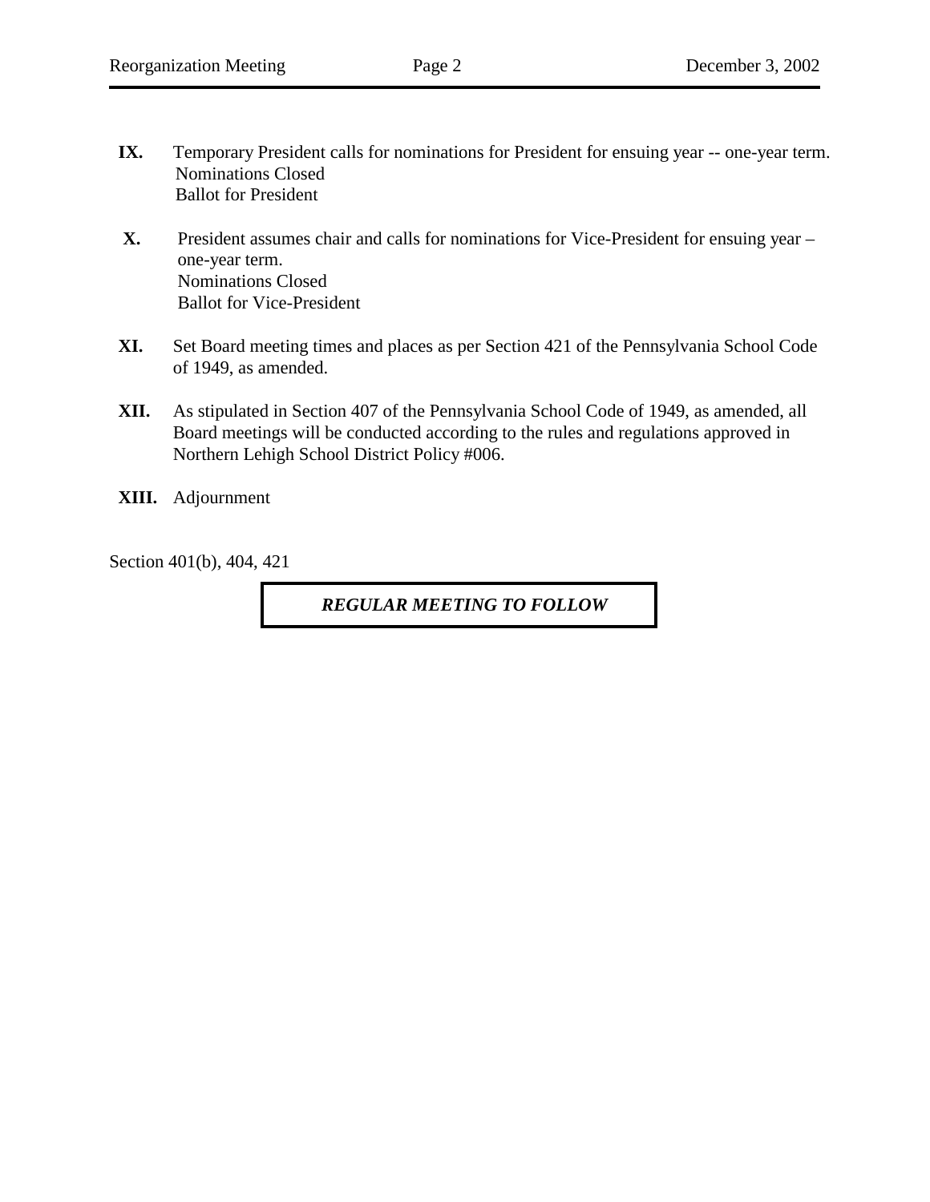**IX.** Temporary President calls for nominations for President for ensuing year -- one-year term.
Nominations Closed
Ballot for President

**X.** President assumes chair and calls for nominations for Vice-President for ensuing year – one-year term.
Nominations Closed
Ballot for Vice-President

**XI.** Set Board meeting times and places as per Section 421 of the Pennsylvania School Code of 1949, as amended.

**XII.** As stipulated in Section 407 of the Pennsylvania School Code of 1949, as amended, all Board meetings will be conducted according to the rules and regulations approved in Northern Lehigh School District Policy #006.

**XIII.** Adjournment

Section 401(b), 404, 421

***REGULAR MEETING TO FOLLOW***